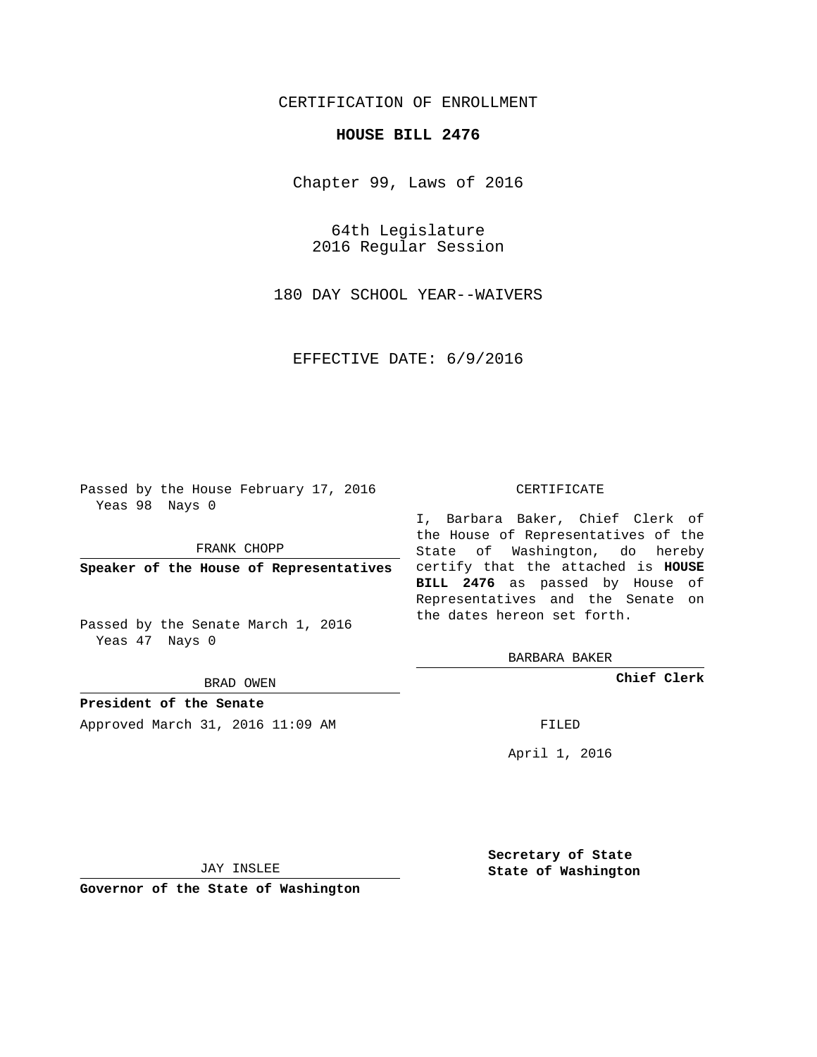CERTIFICATION OF ENROLLMENT

# HOUSE BILL 2476

Chapter 99, Laws of 2016

64th Legislature
2016 Regular Session

180 DAY SCHOOL YEAR--WAIVERS

EFFECTIVE DATE: 6/9/2016

Passed by the House February 17, 2016
Yeas 98 Nays 0

FRANK CHOPP

**Speaker of the House of Representatives**

Passed by the Senate March 1, 2016
Yeas 47 Nays 0

BRAD OWEN

**President of the Senate**

Approved March 31, 2016 11:09 AM

JAY INSLEE

**Governor of the State of Washington**

CERTIFICATE

I, Barbara Baker, Chief Clerk of the House of Representatives of the State of Washington, do hereby certify that the attached is **HOUSE BILL 2476** as passed by House of Representatives and the Senate on the dates hereon set forth.

BARBARA BAKER

**Chief Clerk**

FILED

April 1, 2016

**Secretary of State**
**State of Washington**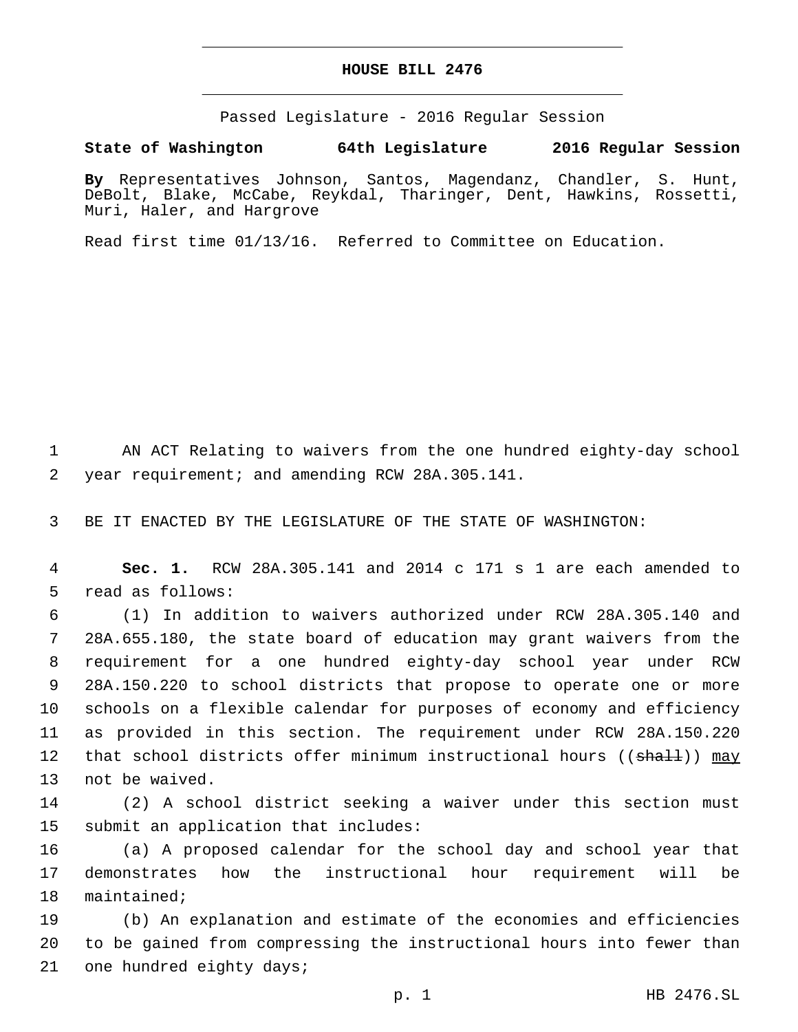# HOUSE BILL 2476

Passed Legislature - 2016 Regular Session

**State of Washington 64th Legislature 2016 Regular Session**

**By** Representatives Johnson, Santos, Magendanz, Chandler, S. Hunt, DeBolt, Blake, McCabe, Reykdal, Tharinger, Dent, Hawkins, Rossetti, Muri, Haler, and Hargrove

Read first time 01/13/16. Referred to Committee on Education.

1 AN ACT Relating to waivers from the one hundred eighty-day school
2 year requirement; and amending RCW 28A.305.141.

3 BE IT ENACTED BY THE LEGISLATURE OF THE STATE OF WASHINGTON:

4 **Sec. 1.** RCW 28A.305.141 and 2014 c 171 s 1 are each amended to
5 read as follows:

6 (1) In addition to waivers authorized under RCW 28A.305.140 and
7 28A.655.180, the state board of education may grant waivers from the
8 requirement for a one hundred eighty-day school year under RCW
9 28A.150.220 to school districts that propose to operate one or more
10 schools on a flexible calendar for purposes of economy and efficiency
11 as provided in this section. The requirement under RCW 28A.150.220
12 that school districts offer minimum instructional hours ((~~shall~~)) <u>may</u>
13 not be waived.

14 (2) A school district seeking a waiver under this section must
15 submit an application that includes:

16 (a) A proposed calendar for the school day and school year that
17 demonstrates how the instructional hour requirement will be
18 maintained;

19 (b) An explanation and estimate of the economies and efficiencies
20 to be gained from compressing the instructional hours into fewer than
21 one hundred eighty days;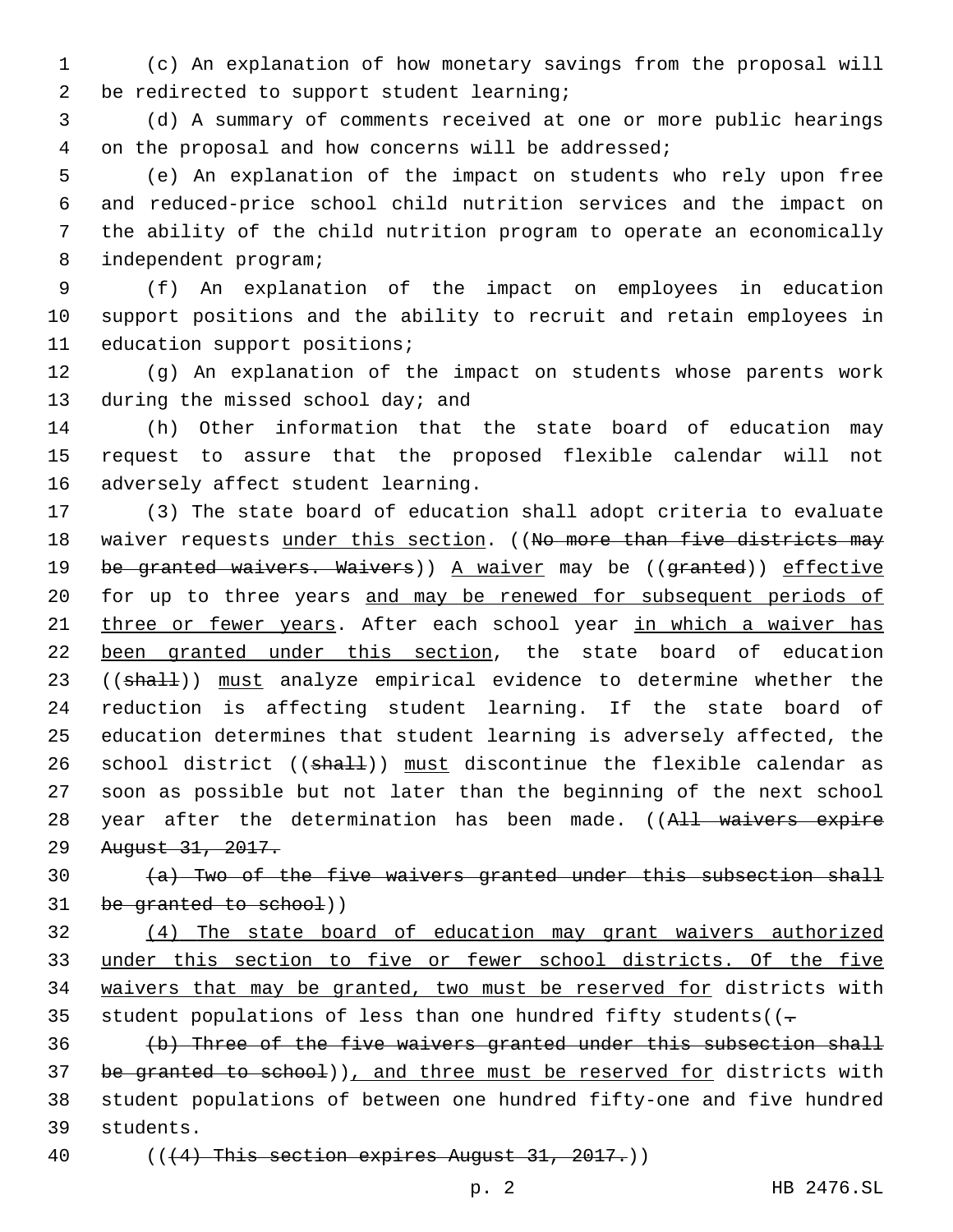(c) An explanation of how monetary savings from the proposal will be redirected to support student learning;

(d) A summary of comments received at one or more public hearings on the proposal and how concerns will be addressed;

(e) An explanation of the impact on students who rely upon free and reduced-price school child nutrition services and the impact on the ability of the child nutrition program to operate an economically independent program;

(f) An explanation of the impact on employees in education support positions and the ability to recruit and retain employees in education support positions;

(g) An explanation of the impact on students whose parents work during the missed school day; and

(h) Other information that the state board of education may request to assure that the proposed flexible calendar will not adversely affect student learning.

(3) The state board of education shall adopt criteria to evaluate waiver requests under this section. ((~~No more than five districts may be granted waivers. Waivers~~)) A waiver may be ((~~granted~~)) effective for up to three years and may be renewed for subsequent periods of three or fewer years. After each school year in which a waiver has been granted under this section, the state board of education ((~~shall~~)) must analyze empirical evidence to determine whether the reduction is affecting student learning. If the state board of education determines that student learning is adversely affected, the school district ((~~shall~~)) must discontinue the flexible calendar as soon as possible but not later than the beginning of the next school year after the determination has been made. ((~~All waivers expire August 31, 2017.~~

~~(a) Two of the five waivers granted under this subsection shall be granted to school~~))

(4) The state board of education may grant waivers authorized under this section to five or fewer school districts. Of the five waivers that may be granted, two must be reserved for districts with student populations of less than one hundred fifty students((~~.~~

~~(b) Three of the five waivers granted under this subsection shall be granted to school~~)), and three must be reserved for districts with student populations of between one hundred fifty-one and five hundred students.

((~~(4) This section expires August 31, 2017.~~))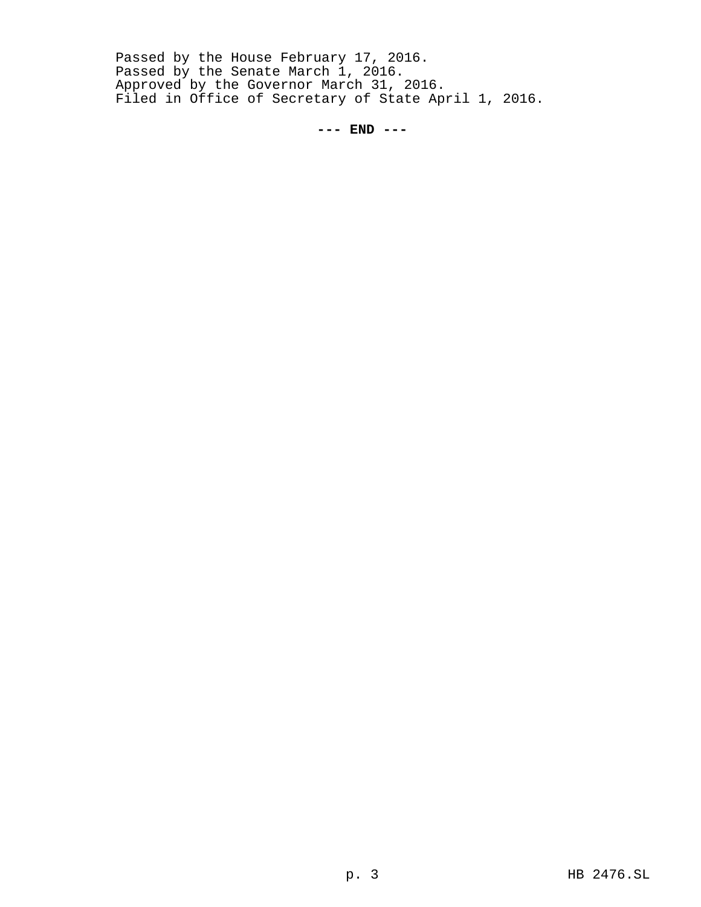Passed by the House February 17, 2016.
Passed by the Senate March 1, 2016.
Approved by the Governor March 31, 2016.
Filed in Office of Secretary of State April 1, 2016.

**--- END ---**